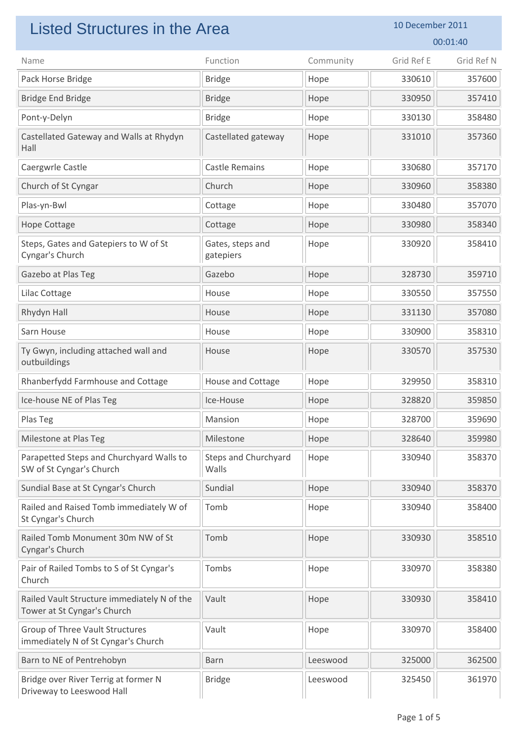# Listed Structures in the Area

10 December 2011

00:01:40

| Name | Function | Community | Grid Ref E | Grid Ref N |
|---|---|---|---|---|
| Pack Horse Bridge | Bridge | Hope | 330610 | 357600 |
| Bridge End Bridge | Bridge | Hope | 330950 | 357410 |
| Pont-y-Delyn | Bridge | Hope | 330130 | 358480 |
| Castellated Gateway and Walls at Rhydyn Hall | Castellated gateway | Hope | 331010 | 357360 |
| Caergwrle Castle | Castle Remains | Hope | 330680 | 357170 |
| Church of St Cyngar | Church | Hope | 330960 | 358380 |
| Plas-yn-Bwl | Cottage | Hope | 330480 | 357070 |
| Hope Cottage | Cottage | Hope | 330980 | 358340 |
| Steps, Gates and Gatepiers to W of St Cyngar's Church | Gates, steps and gatepiers | Hope | 330920 | 358410 |
| Gazebo at Plas Teg | Gazebo | Hope | 328730 | 359710 |
| Lilac Cottage | House | Hope | 330550 | 357550 |
| Rhydyn Hall | House | Hope | 331130 | 357080 |
| Sarn House | House | Hope | 330900 | 358310 |
| Ty Gwyn, including attached wall and outbuildings | House | Hope | 330570 | 357530 |
| Rhanberfydd Farmhouse and Cottage | House and Cottage | Hope | 329950 | 358310 |
| Ice-house NE of Plas Teg | Ice-House | Hope | 328820 | 359850 |
| Plas Teg | Mansion | Hope | 328700 | 359690 |
| Milestone at Plas Teg | Milestone | Hope | 328640 | 359980 |
| Parapetted Steps and Churchyard Walls to SW of St Cyngar's Church | Steps and Churchyard Walls | Hope | 330940 | 358370 |
| Sundial Base at St Cyngar's Church | Sundial | Hope | 330940 | 358370 |
| Railed and Raised Tomb immediately W of St Cyngar's Church | Tomb | Hope | 330940 | 358400 |
| Railed Tomb Monument 30m NW of St Cyngar's Church | Tomb | Hope | 330930 | 358510 |
| Pair of Railed Tombs to S of St Cyngar's Church | Tombs | Hope | 330970 | 358380 |
| Railed Vault Structure immediately N of the Tower at St Cyngar's Church | Vault | Hope | 330930 | 358410 |
| Group of Three Vault Structures immediately N of St Cyngar's Church | Vault | Hope | 330970 | 358400 |
| Barn to NE of Pentrehobyn | Barn | Leeswood | 325000 | 362500 |
| Bridge over River Terrig at former N Driveway to Leeswood Hall | Bridge | Leeswood | 325450 | 361970 |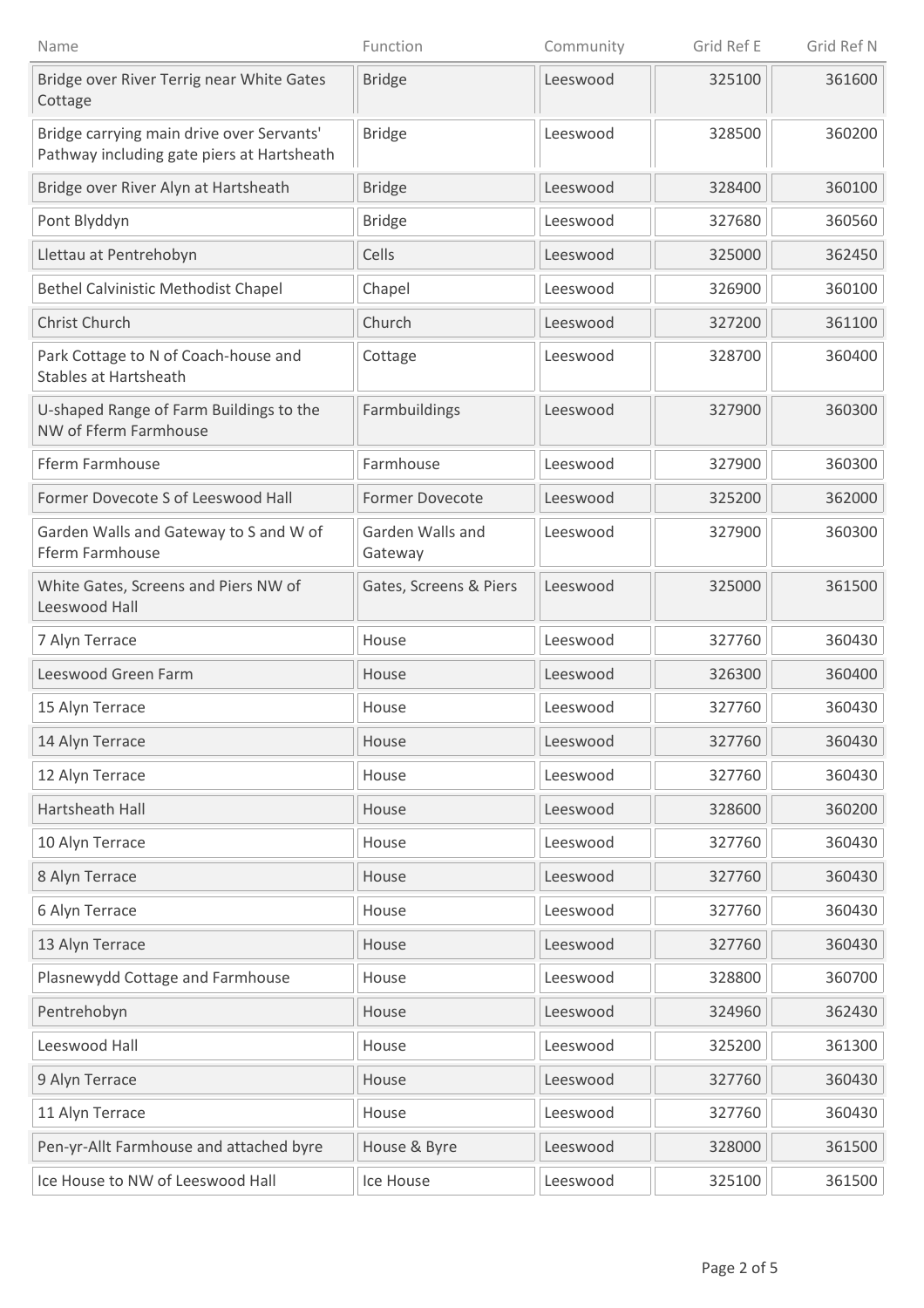| Name | Function | Community | Grid Ref E | Grid Ref N |
|---|---|---|---|---|
| Bridge over River Terrig near White Gates Cottage | Bridge | Leeswood | 325100 | 361600 |
| Bridge carrying main drive over Servants' Pathway including gate piers at Hartsheath | Bridge | Leeswood | 328500 | 360200 |
| Bridge over River Alyn at Hartsheath | Bridge | Leeswood | 328400 | 360100 |
| Pont Blyddyn | Bridge | Leeswood | 327680 | 360560 |
| Llettau at Pentrehobyn | Cells | Leeswood | 325000 | 362450 |
| Bethel Calvinistic Methodist Chapel | Chapel | Leeswood | 326900 | 360100 |
| Christ Church | Church | Leeswood | 327200 | 361100 |
| Park Cottage to N of Coach-house and Stables at Hartsheath | Cottage | Leeswood | 328700 | 360400 |
| U-shaped Range of Farm Buildings to the NW of Fferm Farmhouse | Farmbuildings | Leeswood | 327900 | 360300 |
| Fferm Farmhouse | Farmhouse | Leeswood | 327900 | 360300 |
| Former Dovecote S of Leeswood Hall | Former Dovecote | Leeswood | 325200 | 362000 |
| Garden Walls and Gateway to S and W of Fferm Farmhouse | Garden Walls and Gateway | Leeswood | 327900 | 360300 |
| White Gates, Screens and Piers NW of Leeswood Hall | Gates, Screens & Piers | Leeswood | 325000 | 361500 |
| 7 Alyn Terrace | House | Leeswood | 327760 | 360430 |
| Leeswood Green Farm | House | Leeswood | 326300 | 360400 |
| 15 Alyn Terrace | House | Leeswood | 327760 | 360430 |
| 14 Alyn Terrace | House | Leeswood | 327760 | 360430 |
| 12 Alyn Terrace | House | Leeswood | 327760 | 360430 |
| Hartsheath Hall | House | Leeswood | 328600 | 360200 |
| 10 Alyn Terrace | House | Leeswood | 327760 | 360430 |
| 8 Alyn Terrace | House | Leeswood | 327760 | 360430 |
| 6 Alyn Terrace | House | Leeswood | 327760 | 360430 |
| 13 Alyn Terrace | House | Leeswood | 327760 | 360430 |
| Plasnewydd Cottage and Farmhouse | House | Leeswood | 328800 | 360700 |
| Pentrehobyn | House | Leeswood | 324960 | 362430 |
| Leeswood Hall | House | Leeswood | 325200 | 361300 |
| 9 Alyn Terrace | House | Leeswood | 327760 | 360430 |
| 11 Alyn Terrace | House | Leeswood | 327760 | 360430 |
| Pen-yr-Allt Farmhouse and attached byre | House & Byre | Leeswood | 328000 | 361500 |
| Ice House to NW of Leeswood Hall | Ice House | Leeswood | 325100 | 361500 |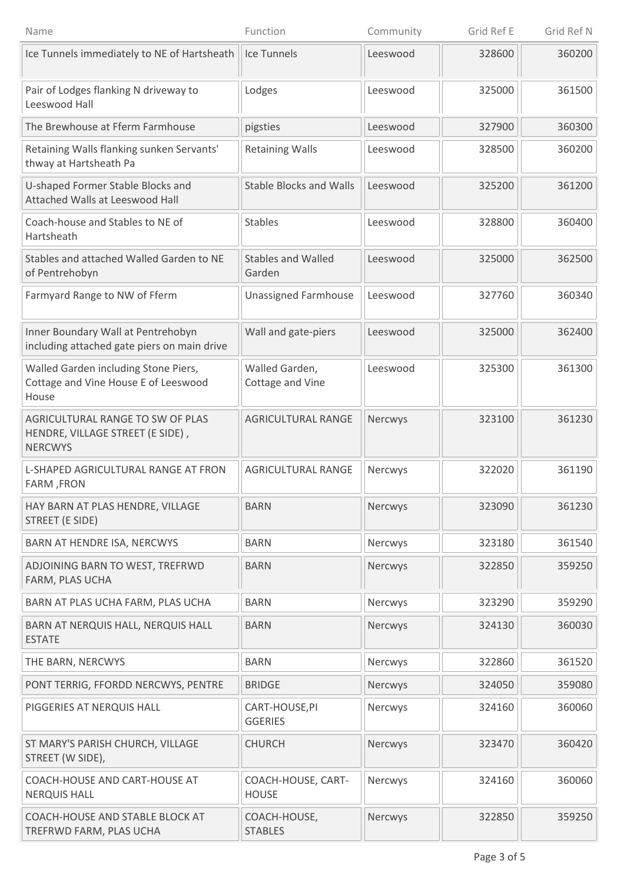| Name | Function | Community | Grid Ref E | Grid Ref N |
|---|---|---|---|---|
| Ice Tunnels immediately to NE of Hartsheath | Ice Tunnels | Leeswood | 328600 | 360200 |
| Pair of Lodges flanking N driveway to Leeswood Hall | Lodges | Leeswood | 325000 | 361500 |
| The Brewhouse at Fferm Farmhouse | pigsties | Leeswood | 327900 | 360300 |
| Retaining Walls flanking sunken Servants' thway at Hartsheath Pa | Retaining Walls | Leeswood | 328500 | 360200 |
| U-shaped Former Stable Blocks and Attached Walls at Leeswood Hall | Stable Blocks and Walls | Leeswood | 325200 | 361200 |
| Coach-house and Stables to NE of Hartsheath | Stables | Leeswood | 328800 | 360400 |
| Stables and attached Walled Garden to NE of Pentrehobyn | Stables and Walled Garden | Leeswood | 325000 | 362500 |
| Farmyard Range to NW of Fferm | Unassigned Farmhouse | Leeswood | 327760 | 360340 |
| Inner Boundary Wall at Pentrehobyn including attached gate piers on main drive | Wall and gate-piers | Leeswood | 325000 | 362400 |
| Walled Garden including Stone Piers, Cottage and Vine House E of Leeswood House | Walled Garden, Cottage and Vine | Leeswood | 325300 | 361300 |
| AGRICULTURAL RANGE TO SW OF PLAS HENDRE, VILLAGE STREET (E SIDE) , NERCWYS | AGRICULTURAL RANGE | Nercwys | 323100 | 361230 |
| L-SHAPED AGRICULTURAL RANGE AT FRON FARM ,FRON | AGRICULTURAL RANGE | Nercwys | 322020 | 361190 |
| HAY BARN AT PLAS HENDRE, VILLAGE STREET (E SIDE) | BARN | Nercwys | 323090 | 361230 |
| BARN AT HENDRE ISA, NERCWYS | BARN | Nercwys | 323180 | 361540 |
| ADJOINING BARN TO WEST, TREFRWD FARM, PLAS UCHA | BARN | Nercwys | 322850 | 359250 |
| BARN AT PLAS UCHA FARM, PLAS UCHA | BARN | Nercwys | 323290 | 359290 |
| BARN AT NERQUIS HALL, NERQUIS HALL ESTATE | BARN | Nercwys | 324130 | 360030 |
| THE BARN, NERCWYS | BARN | Nercwys | 322860 | 361520 |
| PONT TERRIG, FFORDD NERCWYS, PENTRE | BRIDGE | Nercwys | 324050 | 359080 |
| PIGGERIES AT NERQUIS HALL | CART-HOUSE,PI GGERIES | Nercwys | 324160 | 360060 |
| ST MARY'S PARISH CHURCH, VILLAGE STREET (W SIDE), | CHURCH | Nercwys | 323470 | 360420 |
| COACH-HOUSE AND CART-HOUSE AT NERQUIS HALL | COACH-HOUSE, CART-HOUSE | Nercwys | 324160 | 360060 |
| COACH-HOUSE AND STABLE BLOCK AT TREFRWD FARM, PLAS UCHA | COACH-HOUSE, STABLES | Nercwys | 322850 | 359250 |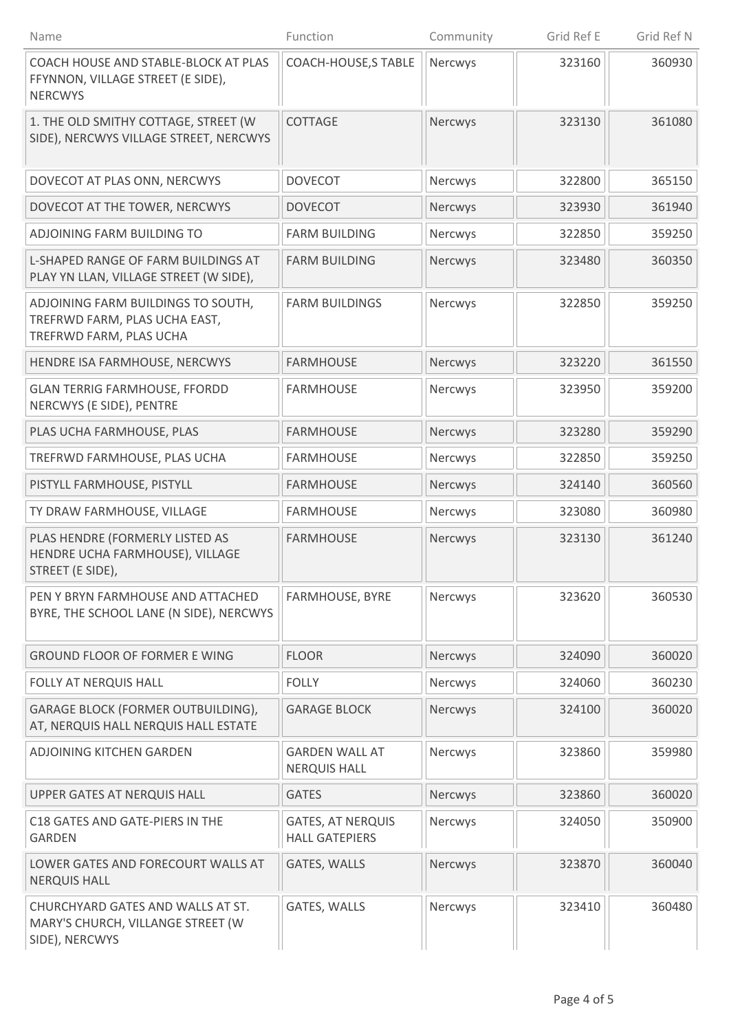| Name | Function | Community | Grid Ref E | Grid Ref N |
|---|---|---|---|---|
| COACH HOUSE AND STABLE-BLOCK AT PLAS FFYNNON, VILLAGE STREET (E SIDE), NERCWYS | COACH-HOUSE,S TABLE | Nercwys | 323160 | 360930 |
| 1. THE OLD SMITHY COTTAGE, STREET (W SIDE), NERCWYS VILLAGE STREET, NERCWYS | COTTAGE | Nercwys | 323130 | 361080 |
| DOVECOT AT PLAS ONN, NERCWYS | DOVECOT | Nercwys | 322800 | 365150 |
| DOVECOT AT THE TOWER, NERCWYS | DOVECOT | Nercwys | 323930 | 361940 |
| ADJOINING FARM BUILDING TO | FARM BUILDING | Nercwys | 322850 | 359250 |
| L-SHAPED RANGE OF FARM BUILDINGS AT PLAY YN LLAN, VILLAGE STREET (W SIDE), | FARM BUILDING | Nercwys | 323480 | 360350 |
| ADJOINING FARM BUILDINGS TO SOUTH, TREFRWD FARM, PLAS UCHA EAST, TREFRWD FARM, PLAS UCHA | FARM BUILDINGS | Nercwys | 322850 | 359250 |
| HENDRE ISA FARMHOUSE, NERCWYS | FARMHOUSE | Nercwys | 323220 | 361550 |
| GLAN TERRIG FARMHOUSE, FFORDD NERCWYS (E SIDE), PENTRE | FARMHOUSE | Nercwys | 323950 | 359200 |
| PLAS UCHA FARMHOUSE, PLAS | FARMHOUSE | Nercwys | 323280 | 359290 |
| TREFRWD FARMHOUSE, PLAS UCHA | FARMHOUSE | Nercwys | 322850 | 359250 |
| PISTYLL FARMHOUSE, PISTYLL | FARMHOUSE | Nercwys | 324140 | 360560 |
| TY DRAW FARMHOUSE, VILLAGE | FARMHOUSE | Nercwys | 323080 | 360980 |
| PLAS HENDRE (FORMERLY LISTED AS HENDRE UCHA FARMHOUSE), VILLAGE STREET (E SIDE), | FARMHOUSE | Nercwys | 323130 | 361240 |
| PEN Y BRYN FARMHOUSE AND ATTACHED BYRE, THE SCHOOL LANE (N SIDE), NERCWYS | FARMHOUSE, BYRE | Nercwys | 323620 | 360530 |
| GROUND FLOOR OF FORMER E WING | FLOOR | Nercwys | 324090 | 360020 |
| FOLLY AT NERQUIS HALL | FOLLY | Nercwys | 324060 | 360230 |
| GARAGE BLOCK (FORMER OUTBUILDING), AT, NERQUIS HALL NERQUIS HALL ESTATE | GARAGE BLOCK | Nercwys | 324100 | 360020 |
| ADJOINING KITCHEN GARDEN | GARDEN WALL AT NERQUIS HALL | Nercwys | 323860 | 359980 |
| UPPER GATES AT NERQUIS HALL | GATES | Nercwys | 323860 | 360020 |
| C18 GATES AND GATE-PIERS IN THE GARDEN | GATES, AT NERQUIS HALL GATEPIERS | Nercwys | 324050 | 350900 |
| LOWER GATES AND FORECOURT WALLS AT NERQUIS HALL | GATES, WALLS | Nercwys | 323870 | 360040 |
| CHURCHYARD GATES AND WALLS AT ST. MARY'S CHURCH, VILLANGE STREET (W SIDE), NERCWYS | GATES, WALLS | Nercwys | 323410 | 360480 |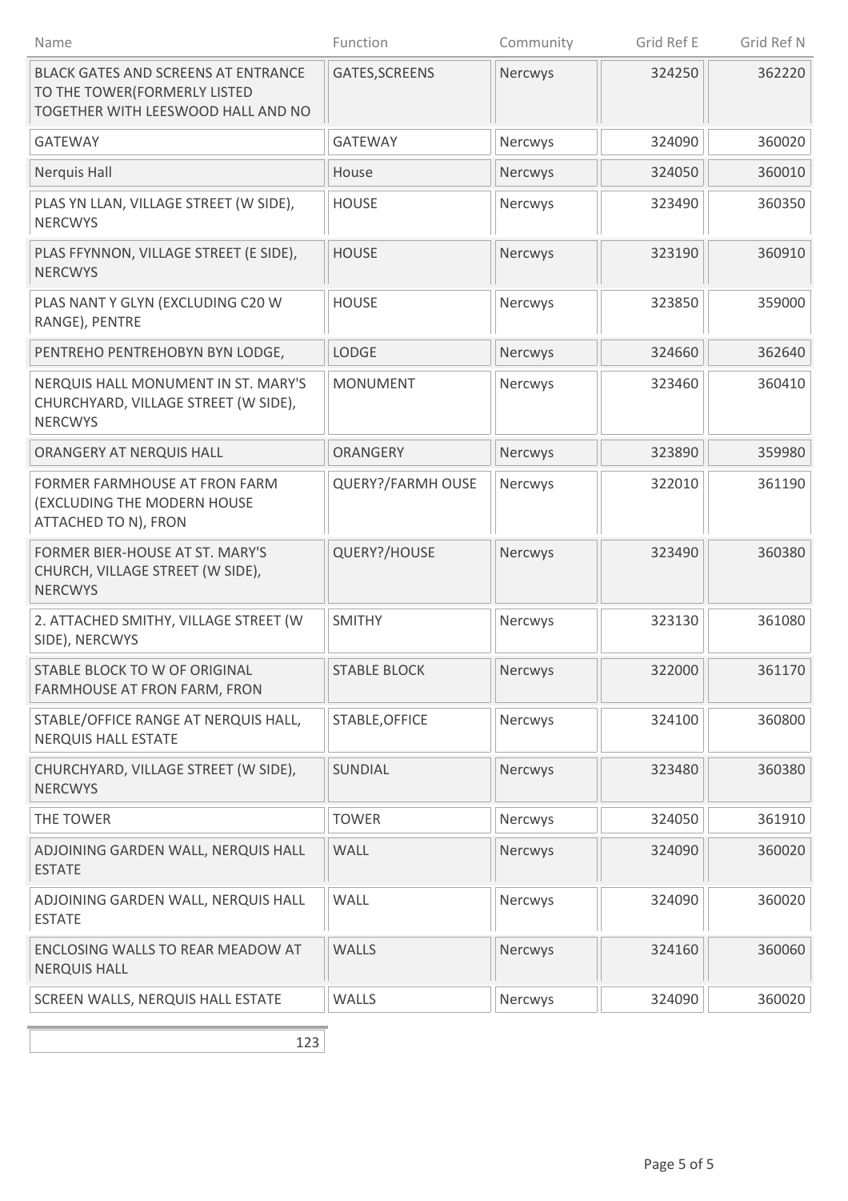| Name | Function | Community | Grid Ref E | Grid Ref N |
|---|---|---|---|---|
| BLACK GATES AND SCREENS AT ENTRANCE TO THE TOWER(FORMERLY LISTED TOGETHER WITH LEESWOOD HALL AND NO | GATES,SCREENS | Nercwys | 324250 | 362220 |
| GATEWAY | GATEWAY | Nercwys | 324090 | 360020 |
| Nerquis Hall | House | Nercwys | 324050 | 360010 |
| PLAS YN LLAN, VILLAGE STREET (W SIDE), NERCWYS | HOUSE | Nercwys | 323490 | 360350 |
| PLAS FFYNNON, VILLAGE STREET (E SIDE), NERCWYS | HOUSE | Nercwys | 323190 | 360910 |
| PLAS NANT Y GLYN (EXCLUDING C20 W RANGE), PENTRE | HOUSE | Nercwys | 323850 | 359000 |
| PENTREHO PENTREHOBYN BYN LODGE, | LODGE | Nercwys | 324660 | 362640 |
| NERQUIS HALL MONUMENT IN ST. MARY'S CHURCHYARD, VILLAGE STREET (W SIDE), NERCWYS | MONUMENT | Nercwys | 323460 | 360410 |
| ORANGERY AT NERQUIS HALL | ORANGERY | Nercwys | 323890 | 359980 |
| FORMER FARMHOUSE AT FRON FARM (EXCLUDING THE MODERN HOUSE ATTACHED TO N), FRON | QUERY?/FARMH OUSE | Nercwys | 322010 | 361190 |
| FORMER BIER-HOUSE AT ST. MARY'S CHURCH, VILLAGE STREET (W SIDE), NERCWYS | QUERY?/HOUSE | Nercwys | 323490 | 360380 |
| 2. ATTACHED SMITHY, VILLAGE STREET (W SIDE), NERCWYS | SMITHY | Nercwys | 323130 | 361080 |
| STABLE BLOCK TO W OF ORIGINAL FARMHOUSE AT FRON FARM, FRON | STABLE BLOCK | Nercwys | 322000 | 361170 |
| STABLE/OFFICE RANGE AT NERQUIS HALL, NERQUIS HALL ESTATE | STABLE,OFFICE | Nercwys | 324100 | 360800 |
| CHURCHYARD, VILLAGE STREET (W SIDE), NERCWYS | SUNDIAL | Nercwys | 323480 | 360380 |
| THE TOWER | TOWER | Nercwys | 324050 | 361910 |
| ADJOINING GARDEN WALL, NERQUIS HALL ESTATE | WALL | Nercwys | 324090 | 360020 |
| ADJOINING GARDEN WALL, NERQUIS HALL ESTATE | WALL | Nercwys | 324090 | 360020 |
| ENCLOSING WALLS TO REAR MEADOW AT NERQUIS HALL | WALLS | Nercwys | 324160 | 360060 |
| SCREEN WALLS, NERQUIS HALL ESTATE | WALLS | Nercwys | 324090 | 360020 |

123